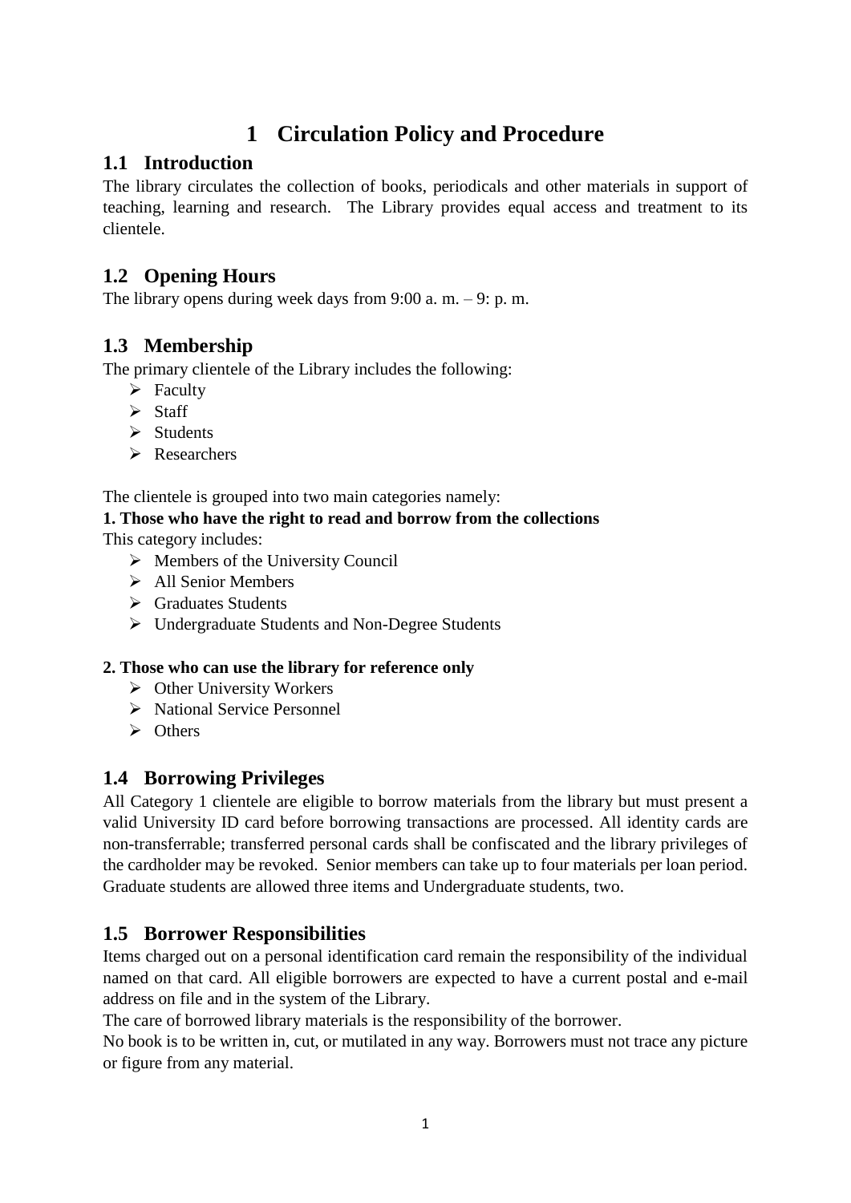# 1 Circulation Policy and Procedure

## 1.1 Introduction

The library circulates the collection of books, periodicals and other materials in support of teaching, learning and research. The Library provides equal access and treatment to its clientele.

## 1.2 Opening Hours

The library opens during week days from 9:00 a. m. – 9: p. m.

## 1.3 Membership

The primary clientele of the Library includes the following:

- Faculty
- Staff
- Students
- Researchers

The clientele is grouped into two main categories namely:

**1. Those who have the right to read and borrow from the collections**

This category includes:

- Members of the University Council
- All Senior Members
- Graduates Students
- Undergraduate Students and Non-Degree Students

**2. Those who can use the library for reference only**

- Other University Workers
- National Service Personnel
- Others

## 1.4 Borrowing Privileges

All Category 1 clientele are eligible to borrow materials from the library but must present a valid University ID card before borrowing transactions are processed. All identity cards are non-transferrable; transferred personal cards shall be confiscated and the library privileges of the cardholder may be revoked. Senior members can take up to four materials per loan period. Graduate students are allowed three items and Undergraduate students, two.

## 1.5 Borrower Responsibilities

Items charged out on a personal identification card remain the responsibility of the individual named on that card. All eligible borrowers are expected to have a current postal and e-mail address on file and in the system of the Library.

The care of borrowed library materials is the responsibility of the borrower.

No book is to be written in, cut, or mutilated in any way. Borrowers must not trace any picture or figure from any material.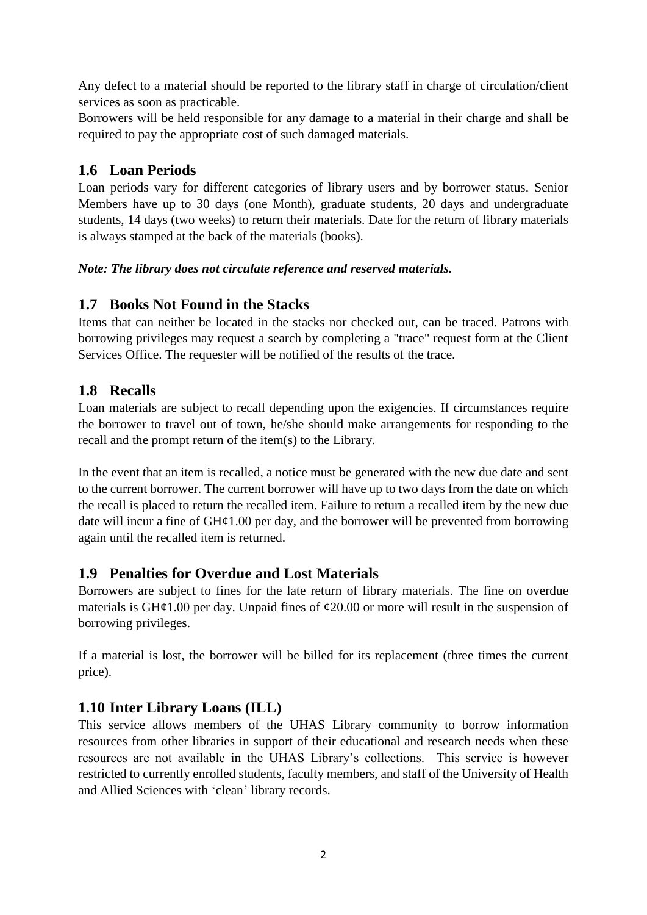Any defect to a material should be reported to the library staff in charge of circulation/client services as soon as practicable.

Borrowers will be held responsible for any damage to a material in their charge and shall be required to pay the appropriate cost of such damaged materials.

## 1.6 Loan Periods

Loan periods vary for different categories of library users and by borrower status. Senior Members have up to 30 days (one Month), graduate students, 20 days and undergraduate students, 14 days (two weeks) to return their materials. Date for the return of library materials is always stamped at the back of the materials (books).

***Note: The library does not circulate reference and reserved materials.***

## 1.7 Books Not Found in the Stacks

Items that can neither be located in the stacks nor checked out, can be traced. Patrons with borrowing privileges may request a search by completing a "trace" request form at the Client Services Office. The requester will be notified of the results of the trace.

## 1.8 Recalls

Loan materials are subject to recall depending upon the exigencies. If circumstances require the borrower to travel out of town, he/she should make arrangements for responding to the recall and the prompt return of the item(s) to the Library.

In the event that an item is recalled, a notice must be generated with the new due date and sent to the current borrower. The current borrower will have up to two days from the date on which the recall is placed to return the recalled item. Failure to return a recalled item by the new due date will incur a fine of GH¢1.00 per day, and the borrower will be prevented from borrowing again until the recalled item is returned.

## 1.9 Penalties for Overdue and Lost Materials

Borrowers are subject to fines for the late return of library materials. The fine on overdue materials is GH¢1.00 per day. Unpaid fines of ¢20.00 or more will result in the suspension of borrowing privileges.

If a material is lost, the borrower will be billed for its replacement (three times the current price).

## 1.10 Inter Library Loans (ILL)

This service allows members of the UHAS Library community to borrow information resources from other libraries in support of their educational and research needs when these resources are not available in the UHAS Library's collections. This service is however restricted to currently enrolled students, faculty members, and staff of the University of Health and Allied Sciences with 'clean' library records.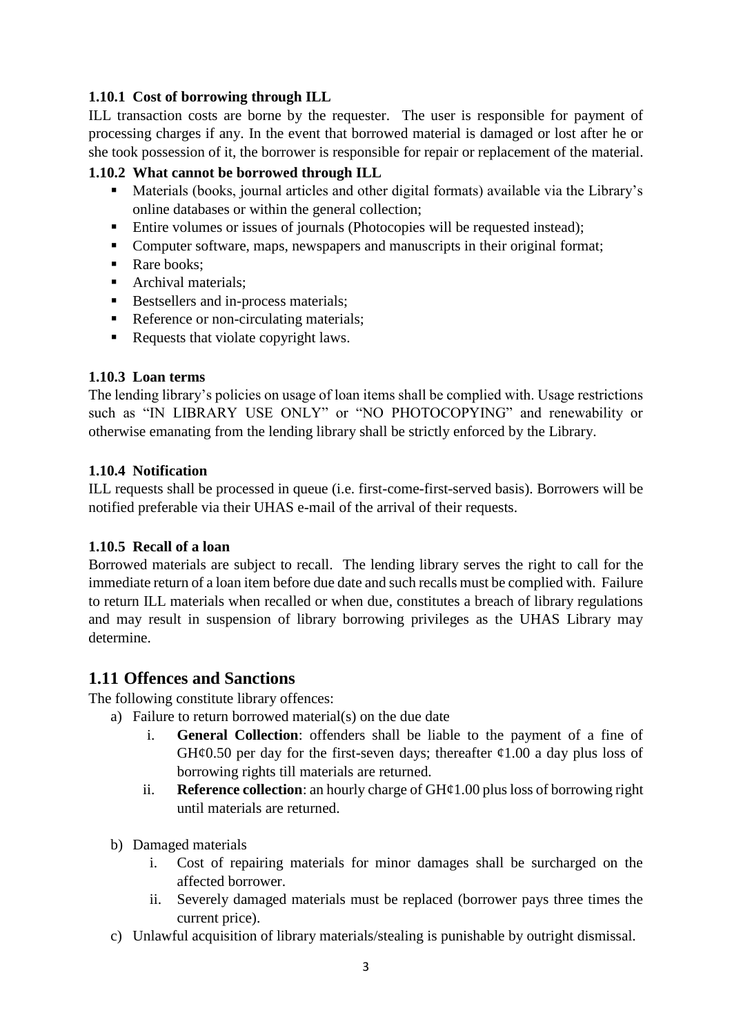### 1.10.1 Cost of borrowing through ILL

ILL transaction costs are borne by the requester. The user is responsible for payment of processing charges if any. In the event that borrowed material is damaged or lost after he or she took possession of it, the borrower is responsible for repair or replacement of the material.

### 1.10.2 What cannot be borrowed through ILL

- Materials (books, journal articles and other digital formats) available via the Library's online databases or within the general collection;
- Entire volumes or issues of journals (Photocopies will be requested instead);
- Computer software, maps, newspapers and manuscripts in their original format;
- Rare books;
- Archival materials;
- Bestsellers and in-process materials;
- Reference or non-circulating materials;
- Requests that violate copyright laws.

### 1.10.3 Loan terms

The lending library's policies on usage of loan items shall be complied with. Usage restrictions such as "IN LIBRARY USE ONLY" or "NO PHOTOCOPYING" and renewability or otherwise emanating from the lending library shall be strictly enforced by the Library.

### 1.10.4 Notification

ILL requests shall be processed in queue (i.e. first-come-first-served basis). Borrowers will be notified preferable via their UHAS e-mail of the arrival of their requests.

### 1.10.5 Recall of a loan

Borrowed materials are subject to recall. The lending library serves the right to call for the immediate return of a loan item before due date and such recalls must be complied with. Failure to return ILL materials when recalled or when due, constitutes a breach of library regulations and may result in suspension of library borrowing privileges as the UHAS Library may determine.

## 1.11 Offences and Sanctions

The following constitute library offences:

a) Failure to return borrowed material(s) on the due date
   i. **General Collection**: offenders shall be liable to the payment of a fine of GH¢0.50 per day for the first-seven days; thereafter ¢1.00 a day plus loss of borrowing rights till materials are returned.
   ii. **Reference collection**: an hourly charge of GH¢1.00 plus loss of borrowing right until materials are returned.

b) Damaged materials
   i. Cost of repairing materials for minor damages shall be surcharged on the affected borrower.
   ii. Severely damaged materials must be replaced (borrower pays three times the current price).

c) Unlawful acquisition of library materials/stealing is punishable by outright dismissal.